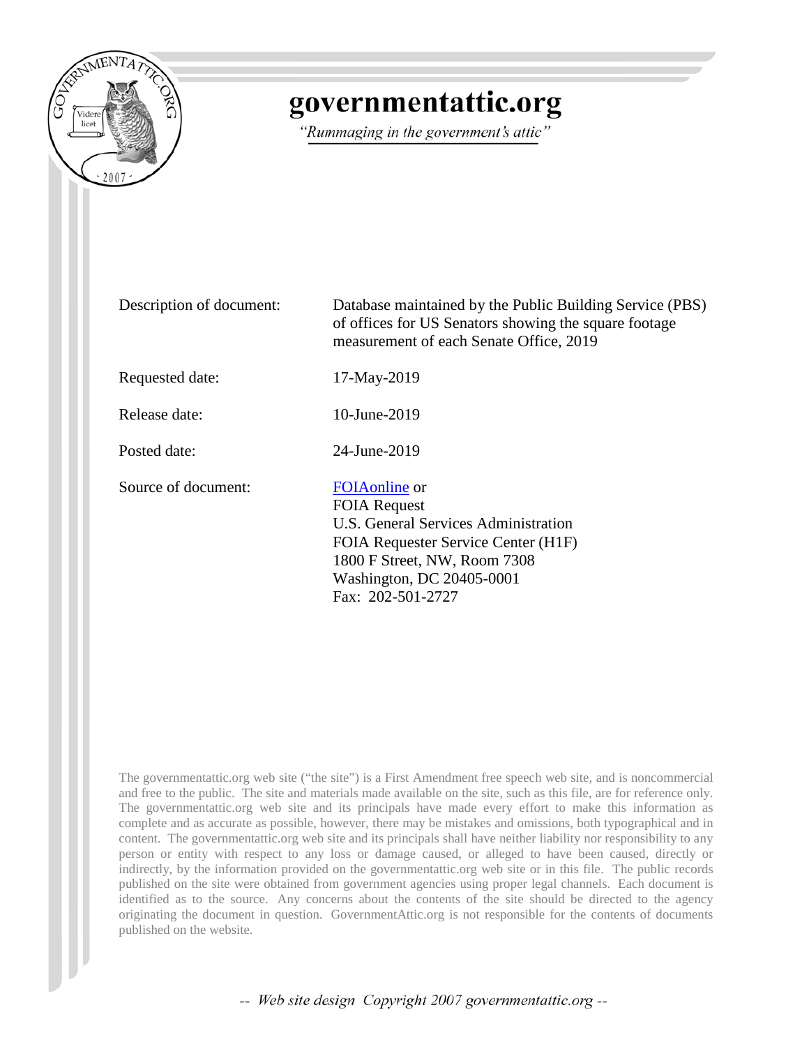# governmentattic.org

*"Rummaging in the government's attic"*

| | |
|---|---|
| Description of document: | Database maintained by the Public Building Service (PBS) of offices for US Senators showing the square footage measurement of each Senate Office, 2019 |
| Requested date: | 17-May-2019 |
| Release date: | 10-June-2019 |
| Posted date: | 24-June-2019 |
| Source of document: | FOIAonline or<br>FOIA Request<br>U.S. General Services Administration<br>FOIA Requester Service Center (H1F)<br>1800 F Street, NW, Room 7308<br>Washington, DC 20405-0001<br>Fax: 202-501-2727 |

The governmentattic.org web site ("the site") is a First Amendment free speech web site, and is noncommercial and free to the public. The site and materials made available on the site, such as this file, are for reference only. The governmentattic.org web site and its principals have made every effort to make this information as complete and as accurate as possible, however, there may be mistakes and omissions, both typographical and in content. The governmentattic.org web site and its principals shall have neither liability nor responsibility to any person or entity with respect to any loss or damage caused, or alleged to have been caused, directly or indirectly, by the information provided on the governmentattic.org web site or in this file. The public records published on the site were obtained from government agencies using proper legal channels. Each document is identified as to the source. Any concerns about the contents of the site should be directed to the agency originating the document in question. GovernmentAttic.org is not responsible for the contents of documents published on the website.

*-- Web site design Copyright 2007 governmentattic.org --*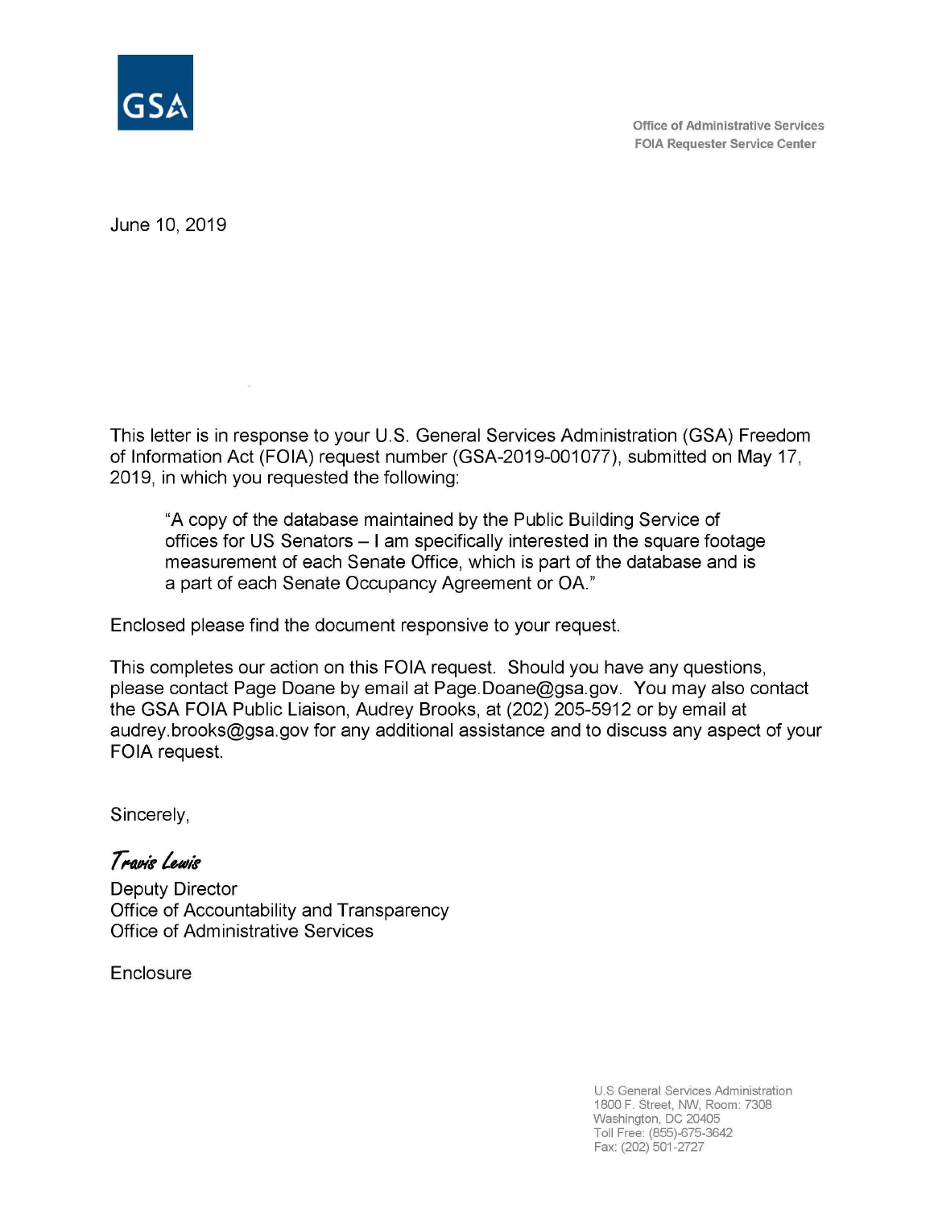GSA

Office of Administrative Services
FOIA Requester Service Center

June 10, 2019

This letter is in response to your U.S. General Services Administration (GSA) Freedom of Information Act (FOIA) request number (GSA-2019-001077), submitted on May 17, 2019, in which you requested the following:

> "A copy of the database maintained by the Public Building Service of offices for US Senators – I am specifically interested in the square footage measurement of each Senate Office, which is part of the database and is a part of each Senate Occupancy Agreement or OA."

Enclosed please find the document responsive to your request.

This completes our action on this FOIA request. Should you have any questions, please contact Page Doane by email at Page.Doane@gsa.gov. You may also contact the GSA FOIA Public Liaison, Audrey Brooks, at (202) 205-5912 or by email at audrey.brooks@gsa.gov for any additional assistance and to discuss any aspect of your FOIA request.

Sincerely,

*Travis Lewis*

Deputy Director
Office of Accountability and Transparency
Office of Administrative Services

Enclosure

U.S General Services Administration
1800 F. Street, NW, Room: 7308
Washington, DC 20405
Toll Free: (855)-675-3642
Fax: (202) 501-2727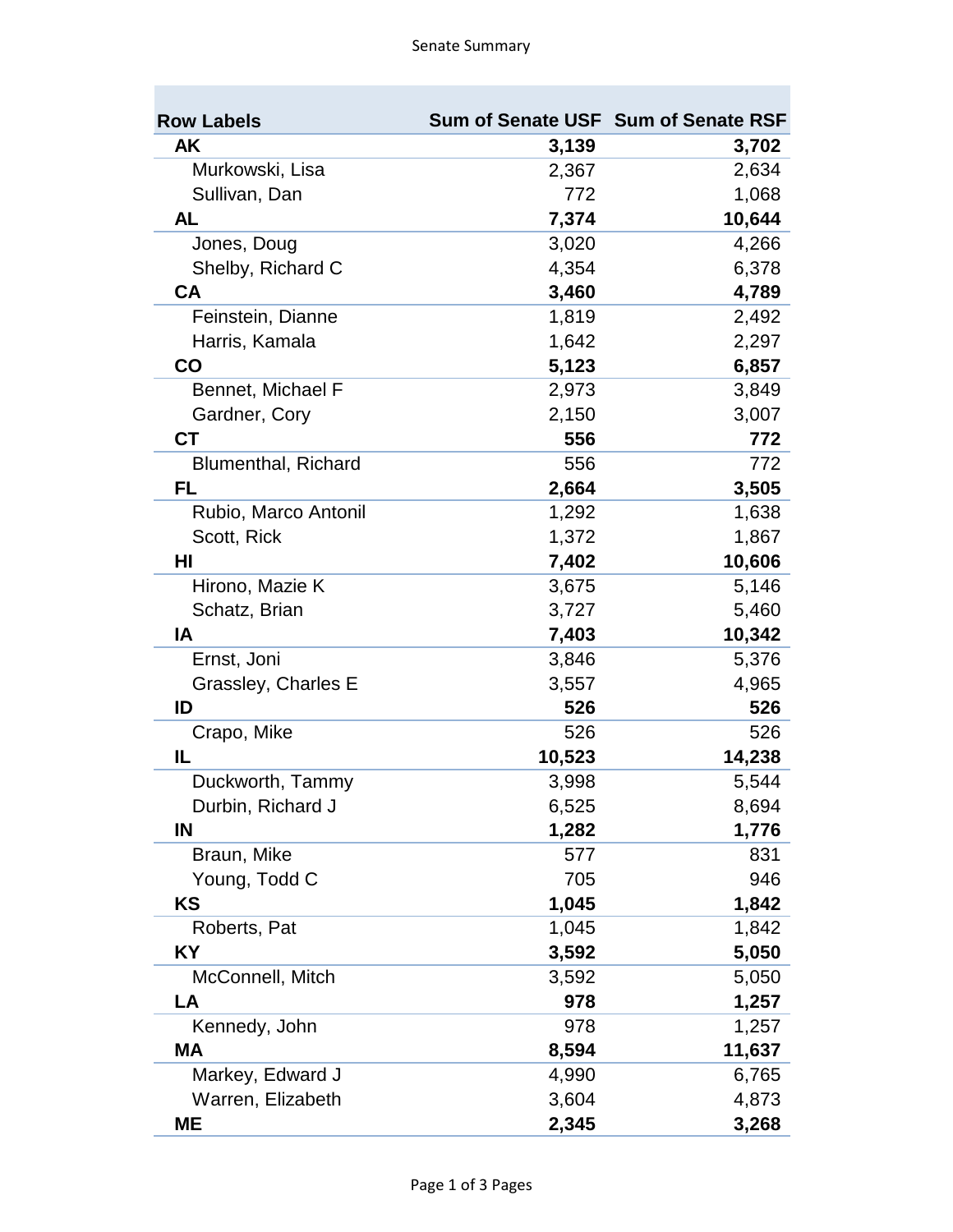| Row Labels | Sum of Senate USF | Sum of Senate RSF |
|---|---|---|
| **AK** | **3,139** | **3,702** |
| Murkowski, Lisa | 2,367 | 2,634 |
| Sullivan, Dan | 772 | 1,068 |
| **AL** | **7,374** | **10,644** |
| Jones, Doug | 3,020 | 4,266 |
| Shelby, Richard C | 4,354 | 6,378 |
| **CA** | **3,460** | **4,789** |
| Feinstein, Dianne | 1,819 | 2,492 |
| Harris, Kamala | 1,642 | 2,297 |
| **CO** | **5,123** | **6,857** |
| Bennet, Michael F | 2,973 | 3,849 |
| Gardner, Cory | 2,150 | 3,007 |
| **CT** | **556** | **772** |
| Blumenthal, Richard | 556 | 772 |
| **FL** | **2,664** | **3,505** |
| Rubio, Marco Antonil | 1,292 | 1,638 |
| Scott, Rick | 1,372 | 1,867 |
| **HI** | **7,402** | **10,606** |
| Hirono, Mazie K | 3,675 | 5,146 |
| Schatz, Brian | 3,727 | 5,460 |
| **IA** | **7,403** | **10,342** |
| Ernst, Joni | 3,846 | 5,376 |
| Grassley, Charles E | 3,557 | 4,965 |
| **ID** | **526** | **526** |
| Crapo, Mike | 526 | 526 |
| **IL** | **10,523** | **14,238** |
| Duckworth, Tammy | 3,998 | 5,544 |
| Durbin, Richard J | 6,525 | 8,694 |
| **IN** | **1,282** | **1,776** |
| Braun, Mike | 577 | 831 |
| Young, Todd C | 705 | 946 |
| **KS** | **1,045** | **1,842** |
| Roberts, Pat | 1,045 | 1,842 |
| **KY** | **3,592** | **5,050** |
| McConnell, Mitch | 3,592 | 5,050 |
| **LA** | **978** | **1,257** |
| Kennedy, John | 978 | 1,257 |
| **MA** | **8,594** | **11,637** |
| Markey, Edward J | 4,990 | 6,765 |
| Warren, Elizabeth | 3,604 | 4,873 |
| **ME** | **2,345** | **3,268** |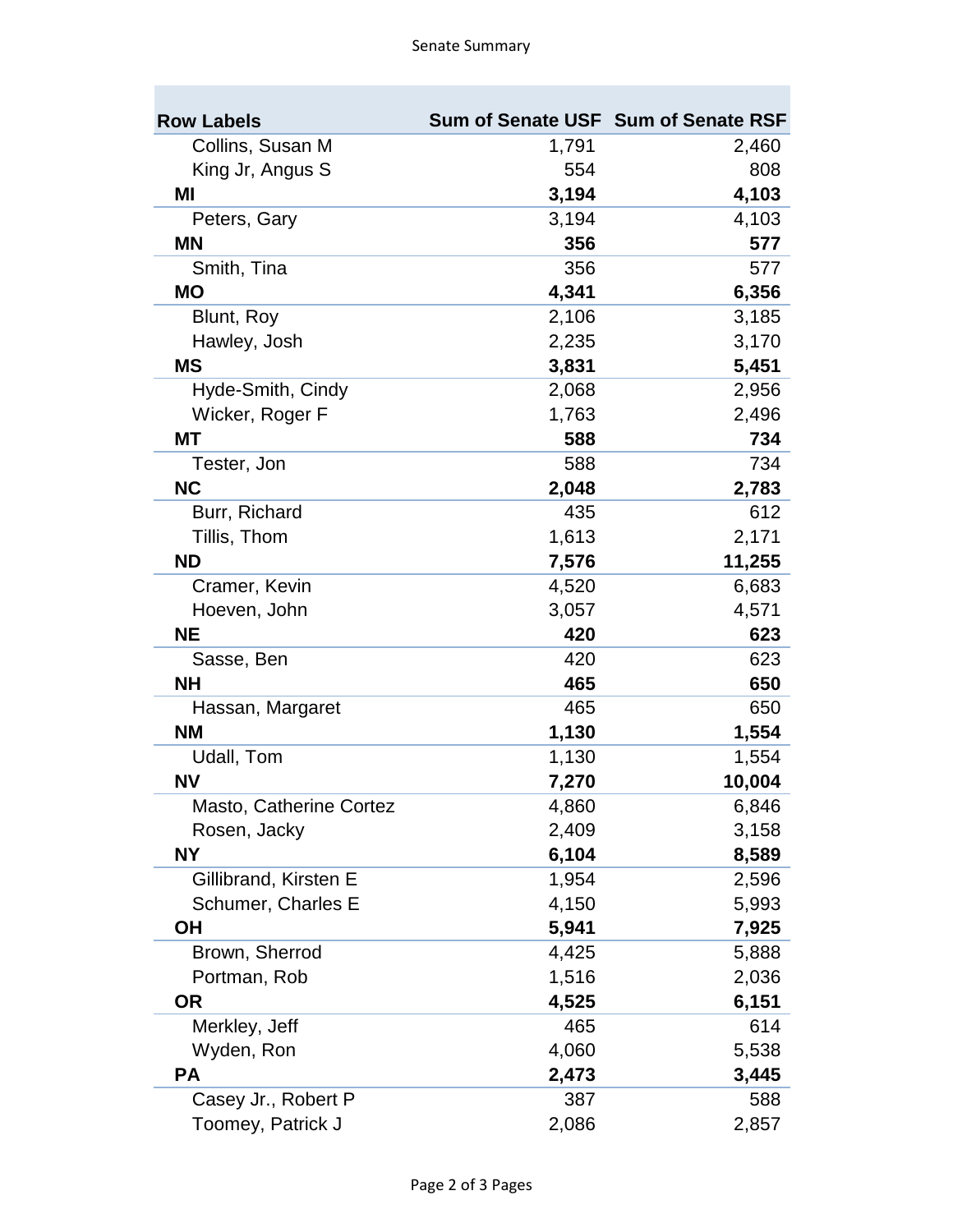| Row Labels | Sum of Senate USF | Sum of Senate RSF |
|---|---|---|
| Collins, Susan M | 1,791 | 2,460 |
| King Jr, Angus S | 554 | 808 |
| **MI** | **3,194** | **4,103** |
| Peters, Gary | 3,194 | 4,103 |
| **MN** | **356** | **577** |
| Smith, Tina | 356 | 577 |
| **MO** | **4,341** | **6,356** |
| Blunt, Roy | 2,106 | 3,185 |
| Hawley, Josh | 2,235 | 3,170 |
| **MS** | **3,831** | **5,451** |
| Hyde-Smith, Cindy | 2,068 | 2,956 |
| Wicker, Roger F | 1,763 | 2,496 |
| **MT** | **588** | **734** |
| Tester, Jon | 588 | 734 |
| **NC** | **2,048** | **2,783** |
| Burr, Richard | 435 | 612 |
| Tillis, Thom | 1,613 | 2,171 |
| **ND** | **7,576** | **11,255** |
| Cramer, Kevin | 4,520 | 6,683 |
| Hoeven, John | 3,057 | 4,571 |
| **NE** | **420** | **623** |
| Sasse, Ben | 420 | 623 |
| **NH** | **465** | **650** |
| Hassan, Margaret | 465 | 650 |
| **NM** | **1,130** | **1,554** |
| Udall, Tom | 1,130 | 1,554 |
| **NV** | **7,270** | **10,004** |
| Masto, Catherine Cortez | 4,860 | 6,846 |
| Rosen, Jacky | 2,409 | 3,158 |
| **NY** | **6,104** | **8,589** |
| Gillibrand, Kirsten E | 1,954 | 2,596 |
| Schumer, Charles E | 4,150 | 5,993 |
| **OH** | **5,941** | **7,925** |
| Brown, Sherrod | 4,425 | 5,888 |
| Portman, Rob | 1,516 | 2,036 |
| **OR** | **4,525** | **6,151** |
| Merkley, Jeff | 465 | 614 |
| Wyden, Ron | 4,060 | 5,538 |
| **PA** | **2,473** | **3,445** |
| Casey Jr., Robert P | 387 | 588 |
| Toomey, Patrick J | 2,086 | 2,857 |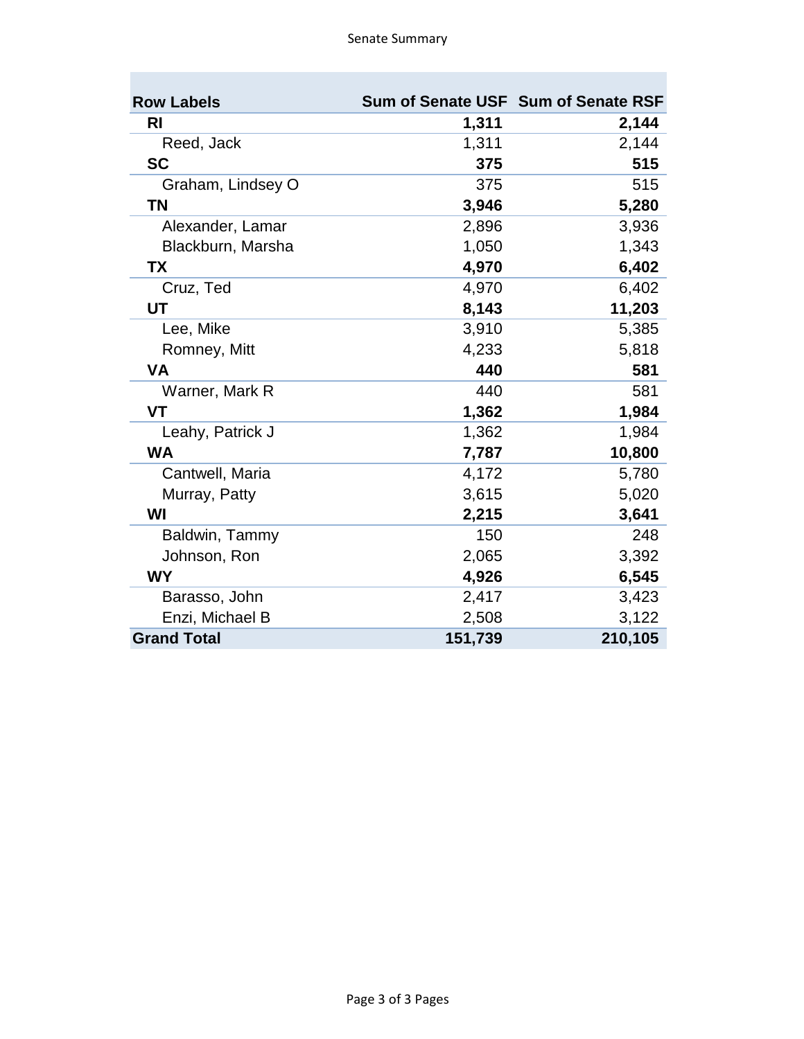| Row Labels | Sum of Senate USF | Sum of Senate RSF |
|---|---|---|
| **RI** | **1,311** | **2,144** |
| Reed, Jack | 1,311 | 2,144 |
| **SC** | **375** | **515** |
| Graham, Lindsey O | 375 | 515 |
| **TN** | **3,946** | **5,280** |
| Alexander, Lamar | 2,896 | 3,936 |
| Blackburn, Marsha | 1,050 | 1,343 |
| **TX** | **4,970** | **6,402** |
| Cruz, Ted | 4,970 | 6,402 |
| **UT** | **8,143** | **11,203** |
| Lee, Mike | 3,910 | 5,385 |
| Romney, Mitt | 4,233 | 5,818 |
| **VA** | **440** | **581** |
| Warner, Mark R | 440 | 581 |
| **VT** | **1,362** | **1,984** |
| Leahy, Patrick J | 1,362 | 1,984 |
| **WA** | **7,787** | **10,800** |
| Cantwell, Maria | 4,172 | 5,780 |
| Murray, Patty | 3,615 | 5,020 |
| **WI** | **2,215** | **3,641** |
| Baldwin, Tammy | 150 | 248 |
| Johnson, Ron | 2,065 | 3,392 |
| **WY** | **4,926** | **6,545** |
| Barasso, John | 2,417 | 3,423 |
| Enzi, Michael B | 2,508 | 3,122 |
| **Grand Total** | **151,739** | **210,105** |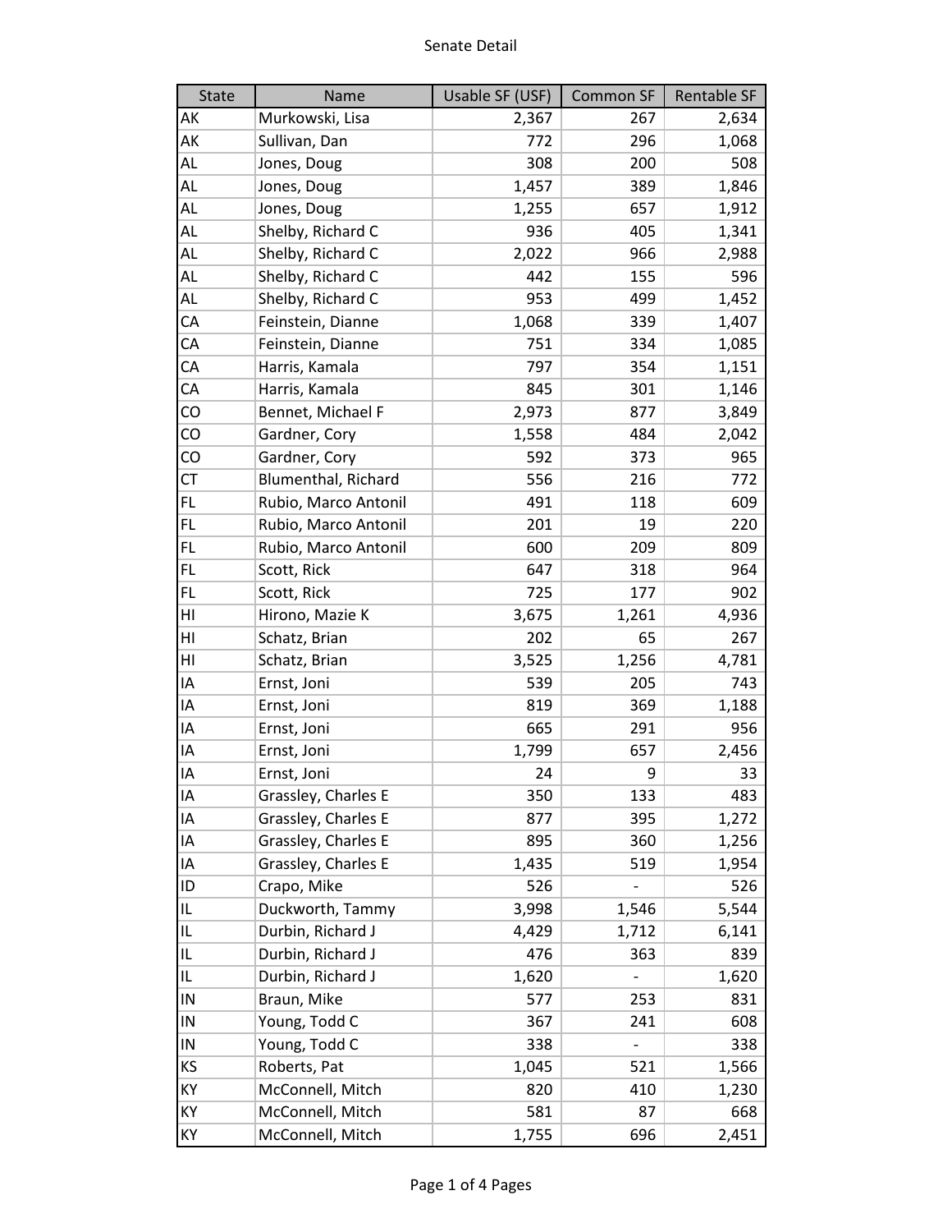# Senate Detail

| State | Name | Usable SF (USF) | Common SF | Rentable SF |
|---|---|---|---|---|
| AK | Murkowski, Lisa | 2,367 | 267 | 2,634 |
| AK | Sullivan, Dan | 772 | 296 | 1,068 |
| AL | Jones, Doug | 308 | 200 | 508 |
| AL | Jones, Doug | 1,457 | 389 | 1,846 |
| AL | Jones, Doug | 1,255 | 657 | 1,912 |
| AL | Shelby, Richard C | 936 | 405 | 1,341 |
| AL | Shelby, Richard C | 2,022 | 966 | 2,988 |
| AL | Shelby, Richard C | 442 | 155 | 596 |
| AL | Shelby, Richard C | 953 | 499 | 1,452 |
| CA | Feinstein, Dianne | 1,068 | 339 | 1,407 |
| CA | Feinstein, Dianne | 751 | 334 | 1,085 |
| CA | Harris, Kamala | 797 | 354 | 1,151 |
| CA | Harris, Kamala | 845 | 301 | 1,146 |
| CO | Bennet, Michael F | 2,973 | 877 | 3,849 |
| CO | Gardner, Cory | 1,558 | 484 | 2,042 |
| CO | Gardner, Cory | 592 | 373 | 965 |
| CT | Blumenthal, Richard | 556 | 216 | 772 |
| FL | Rubio, Marco Antonil | 491 | 118 | 609 |
| FL | Rubio, Marco Antonil | 201 | 19 | 220 |
| FL | Rubio, Marco Antonil | 600 | 209 | 809 |
| FL | Scott, Rick | 647 | 318 | 964 |
| FL | Scott, Rick | 725 | 177 | 902 |
| HI | Hirono, Mazie K | 3,675 | 1,261 | 4,936 |
| HI | Schatz, Brian | 202 | 65 | 267 |
| HI | Schatz, Brian | 3,525 | 1,256 | 4,781 |
| IA | Ernst, Joni | 539 | 205 | 743 |
| IA | Ernst, Joni | 819 | 369 | 1,188 |
| IA | Ernst, Joni | 665 | 291 | 956 |
| IA | Ernst, Joni | 1,799 | 657 | 2,456 |
| IA | Ernst, Joni | 24 | 9 | 33 |
| IA | Grassley, Charles E | 350 | 133 | 483 |
| IA | Grassley, Charles E | 877 | 395 | 1,272 |
| IA | Grassley, Charles E | 895 | 360 | 1,256 |
| IA | Grassley, Charles E | 1,435 | 519 | 1,954 |
| ID | Crapo, Mike | 526 | - | 526 |
| IL | Duckworth, Tammy | 3,998 | 1,546 | 5,544 |
| IL | Durbin, Richard J | 4,429 | 1,712 | 6,141 |
| IL | Durbin, Richard J | 476 | 363 | 839 |
| IL | Durbin, Richard J | 1,620 | - | 1,620 |
| IN | Braun, Mike | 577 | 253 | 831 |
| IN | Young, Todd C | 367 | 241 | 608 |
| IN | Young, Todd C | 338 | - | 338 |
| KS | Roberts, Pat | 1,045 | 521 | 1,566 |
| KY | McConnell, Mitch | 820 | 410 | 1,230 |
| KY | McConnell, Mitch | 581 | 87 | 668 |
| KY | McConnell, Mitch | 1,755 | 696 | 2,451 |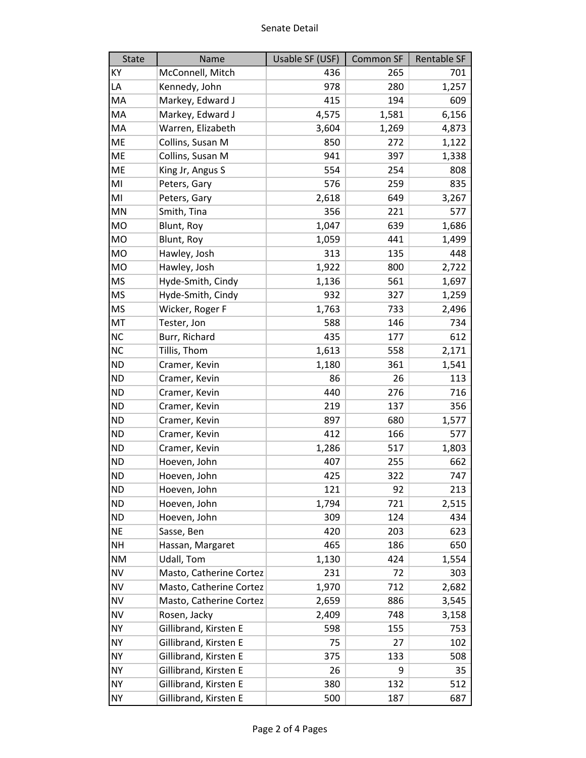Senate Detail

| State | Name | Usable SF (USF) | Common SF | Rentable SF |
|---|---|---|---|---|
| KY | McConnell, Mitch | 436 | 265 | 701 |
| LA | Kennedy, John | 978 | 280 | 1,257 |
| MA | Markey, Edward J | 415 | 194 | 609 |
| MA | Markey, Edward J | 4,575 | 1,581 | 6,156 |
| MA | Warren, Elizabeth | 3,604 | 1,269 | 4,873 |
| ME | Collins, Susan M | 850 | 272 | 1,122 |
| ME | Collins, Susan M | 941 | 397 | 1,338 |
| ME | King Jr, Angus S | 554 | 254 | 808 |
| MI | Peters, Gary | 576 | 259 | 835 |
| MI | Peters, Gary | 2,618 | 649 | 3,267 |
| MN | Smith, Tina | 356 | 221 | 577 |
| MO | Blunt, Roy | 1,047 | 639 | 1,686 |
| MO | Blunt, Roy | 1,059 | 441 | 1,499 |
| MO | Hawley, Josh | 313 | 135 | 448 |
| MO | Hawley, Josh | 1,922 | 800 | 2,722 |
| MS | Hyde-Smith, Cindy | 1,136 | 561 | 1,697 |
| MS | Hyde-Smith, Cindy | 932 | 327 | 1,259 |
| MS | Wicker, Roger F | 1,763 | 733 | 2,496 |
| MT | Tester, Jon | 588 | 146 | 734 |
| NC | Burr, Richard | 435 | 177 | 612 |
| NC | Tillis, Thom | 1,613 | 558 | 2,171 |
| ND | Cramer, Kevin | 1,180 | 361 | 1,541 |
| ND | Cramer, Kevin | 86 | 26 | 113 |
| ND | Cramer, Kevin | 440 | 276 | 716 |
| ND | Cramer, Kevin | 219 | 137 | 356 |
| ND | Cramer, Kevin | 897 | 680 | 1,577 |
| ND | Cramer, Kevin | 412 | 166 | 577 |
| ND | Cramer, Kevin | 1,286 | 517 | 1,803 |
| ND | Hoeven, John | 407 | 255 | 662 |
| ND | Hoeven, John | 425 | 322 | 747 |
| ND | Hoeven, John | 121 | 92 | 213 |
| ND | Hoeven, John | 1,794 | 721 | 2,515 |
| ND | Hoeven, John | 309 | 124 | 434 |
| NE | Sasse, Ben | 420 | 203 | 623 |
| NH | Hassan, Margaret | 465 | 186 | 650 |
| NM | Udall, Tom | 1,130 | 424 | 1,554 |
| NV | Masto, Catherine Cortez | 231 | 72 | 303 |
| NV | Masto, Catherine Cortez | 1,970 | 712 | 2,682 |
| NV | Masto, Catherine Cortez | 2,659 | 886 | 3,545 |
| NV | Rosen, Jacky | 2,409 | 748 | 3,158 |
| NY | Gillibrand, Kirsten E | 598 | 155 | 753 |
| NY | Gillibrand, Kirsten E | 75 | 27 | 102 |
| NY | Gillibrand, Kirsten E | 375 | 133 | 508 |
| NY | Gillibrand, Kirsten E | 26 | 9 | 35 |
| NY | Gillibrand, Kirsten E | 380 | 132 | 512 |
| NY | Gillibrand, Kirsten E | 500 | 187 | 687 |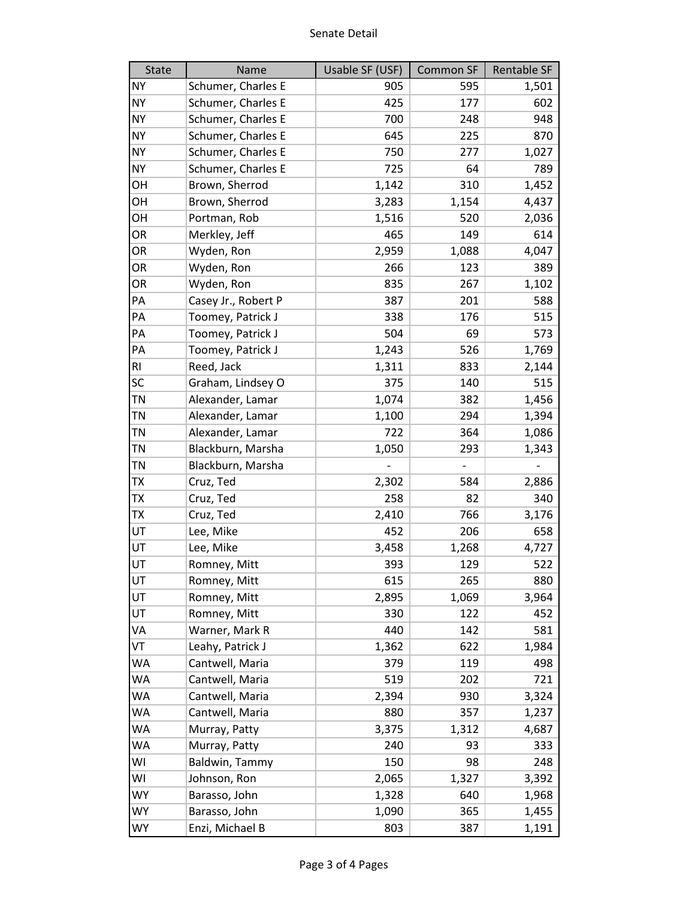# Senate Detail

| State | Name | Usable SF (USF) | Common SF | Rentable SF |
|---|---|---|---|---|
| NY | Schumer, Charles E | 905 | 595 | 1,501 |
| NY | Schumer, Charles E | 425 | 177 | 602 |
| NY | Schumer, Charles E | 700 | 248 | 948 |
| NY | Schumer, Charles E | 645 | 225 | 870 |
| NY | Schumer, Charles E | 750 | 277 | 1,027 |
| NY | Schumer, Charles E | 725 | 64 | 789 |
| OH | Brown, Sherrod | 1,142 | 310 | 1,452 |
| OH | Brown, Sherrod | 3,283 | 1,154 | 4,437 |
| OH | Portman, Rob | 1,516 | 520 | 2,036 |
| OR | Merkley, Jeff | 465 | 149 | 614 |
| OR | Wyden, Ron | 2,959 | 1,088 | 4,047 |
| OR | Wyden, Ron | 266 | 123 | 389 |
| OR | Wyden, Ron | 835 | 267 | 1,102 |
| PA | Casey Jr., Robert P | 387 | 201 | 588 |
| PA | Toomey, Patrick J | 338 | 176 | 515 |
| PA | Toomey, Patrick J | 504 | 69 | 573 |
| PA | Toomey, Patrick J | 1,243 | 526 | 1,769 |
| RI | Reed, Jack | 1,311 | 833 | 2,144 |
| SC | Graham, Lindsey O | 375 | 140 | 515 |
| TN | Alexander, Lamar | 1,074 | 382 | 1,456 |
| TN | Alexander, Lamar | 1,100 | 294 | 1,394 |
| TN | Alexander, Lamar | 722 | 364 | 1,086 |
| TN | Blackburn, Marsha | 1,050 | 293 | 1,343 |
| TN | Blackburn, Marsha | - | - | - |
| TX | Cruz, Ted | 2,302 | 584 | 2,886 |
| TX | Cruz, Ted | 258 | 82 | 340 |
| TX | Cruz, Ted | 2,410 | 766 | 3,176 |
| UT | Lee, Mike | 452 | 206 | 658 |
| UT | Lee, Mike | 3,458 | 1,268 | 4,727 |
| UT | Romney, Mitt | 393 | 129 | 522 |
| UT | Romney, Mitt | 615 | 265 | 880 |
| UT | Romney, Mitt | 2,895 | 1,069 | 3,964 |
| UT | Romney, Mitt | 330 | 122 | 452 |
| VA | Warner, Mark R | 440 | 142 | 581 |
| VT | Leahy, Patrick J | 1,362 | 622 | 1,984 |
| WA | Cantwell, Maria | 379 | 119 | 498 |
| WA | Cantwell, Maria | 519 | 202 | 721 |
| WA | Cantwell, Maria | 2,394 | 930 | 3,324 |
| WA | Cantwell, Maria | 880 | 357 | 1,237 |
| WA | Murray, Patty | 3,375 | 1,312 | 4,687 |
| WA | Murray, Patty | 240 | 93 | 333 |
| WI | Baldwin, Tammy | 150 | 98 | 248 |
| WI | Johnson, Ron | 2,065 | 1,327 | 3,392 |
| WY | Barasso, John | 1,328 | 640 | 1,968 |
| WY | Barasso, John | 1,090 | 365 | 1,455 |
| WY | Enzi, Michael B | 803 | 387 | 1,191 |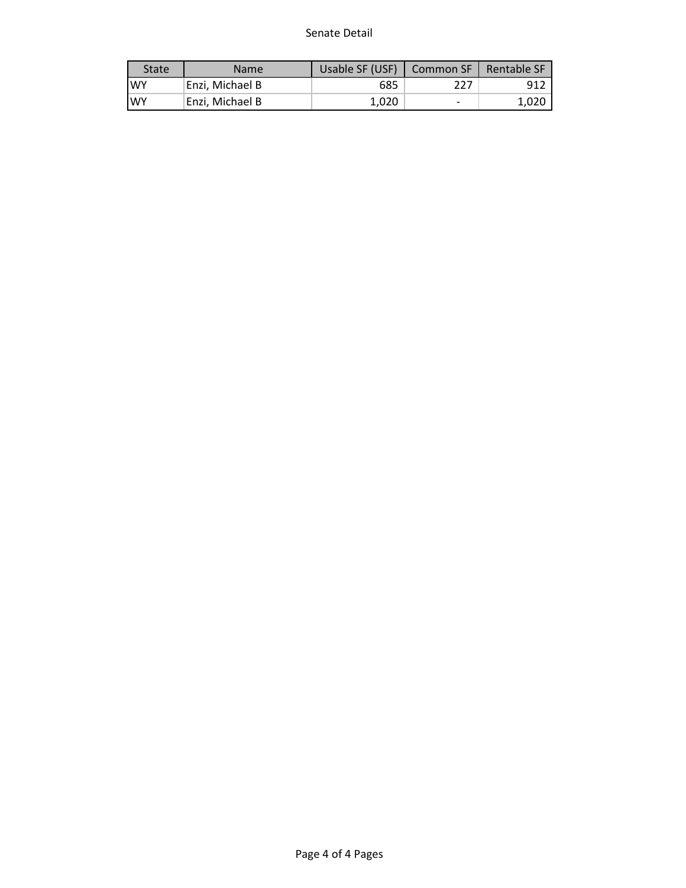Senate Detail

| State | Name | Usable SF (USF) | Common SF | Rentable SF |
|---|---|---|---|---|
| WY | Enzi, Michael B | 685 | 227 | 912 |
| WY | Enzi, Michael B | 1,020 | - | 1,020 |